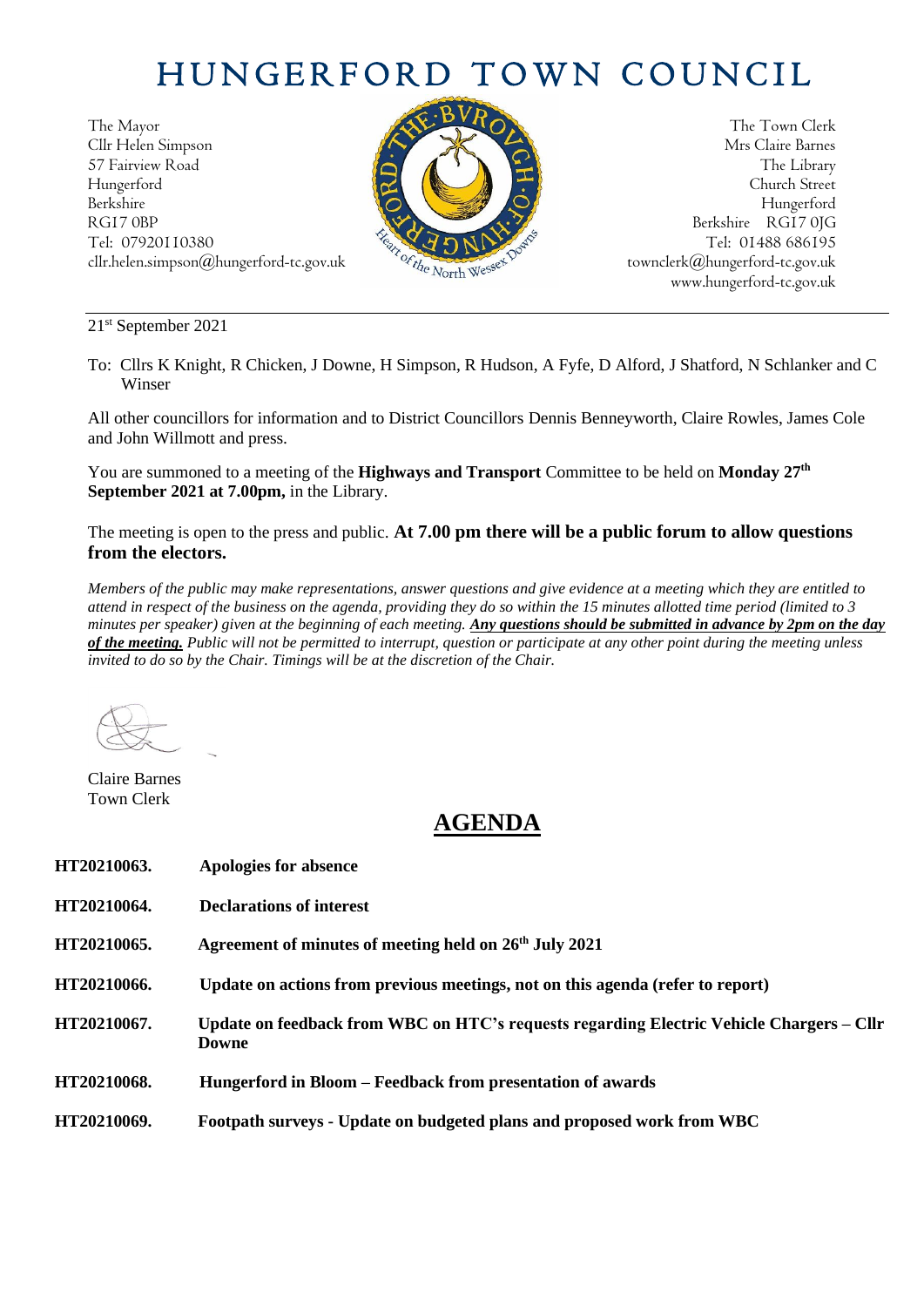# HUNGERFORD TOWN COUNCIL

The Mayor
Cllr Helen Simpson
57 Fairview Road
Hungerford
Berkshire
RG17 0BP
Tel: 07920110380
cllr.helen.simpson@hungerford-tc.gov.uk

The Town Clerk
Mrs Claire Barnes
The Library
Church Street
Hungerford
Berkshire RG17 0JG
Tel: 01488 686195
townclerk@hungerford-tc.gov.uk
www.hungerford-tc.gov.uk

21st September 2021

To: Cllrs K Knight, R Chicken, J Downe, H Simpson, R Hudson, A Fyfe, D Alford, J Shatford, N Schlanker and C Winser

All other councillors for information and to District Councillors Dennis Benneyworth, Claire Rowles, James Cole and John Willmott and press.

You are summoned to a meeting of the **Highways and Transport** Committee to be held on **Monday 27th September 2021 at 7.00pm,** in the Library.

The meeting is open to the press and public. **At 7.00 pm there will be a public forum to allow questions from the electors.**

*Members of the public may make representations, answer questions and give evidence at a meeting which they are entitled to attend in respect of the business on the agenda, providing they do so within the 15 minutes allotted time period (limited to 3 minutes per speaker) given at the beginning of each meeting.* ***Any questions should be submitted in advance by 2pm on the day of the meeting.*** *Public will not be permitted to interrupt, question or participate at any other point during the meeting unless invited to do so by the Chair. Timings will be at the discretion of the Chair.*

Claire Barnes
Town Clerk

## AGENDA

**HT20210063.** **Apologies for absence**

**HT20210064.** **Declarations of interest**

**HT20210065.** **Agreement of minutes of meeting held on 26th July 2021**

**HT20210066.** **Update on actions from previous meetings, not on this agenda (refer to report)**

**HT20210067.** **Update on feedback from WBC on HTC's requests regarding Electric Vehicle Chargers – Cllr Downe**

**HT20210068.** **Hungerford in Bloom – Feedback from presentation of awards**

**HT20210069.** **Footpath surveys - Update on budgeted plans and proposed work from WBC**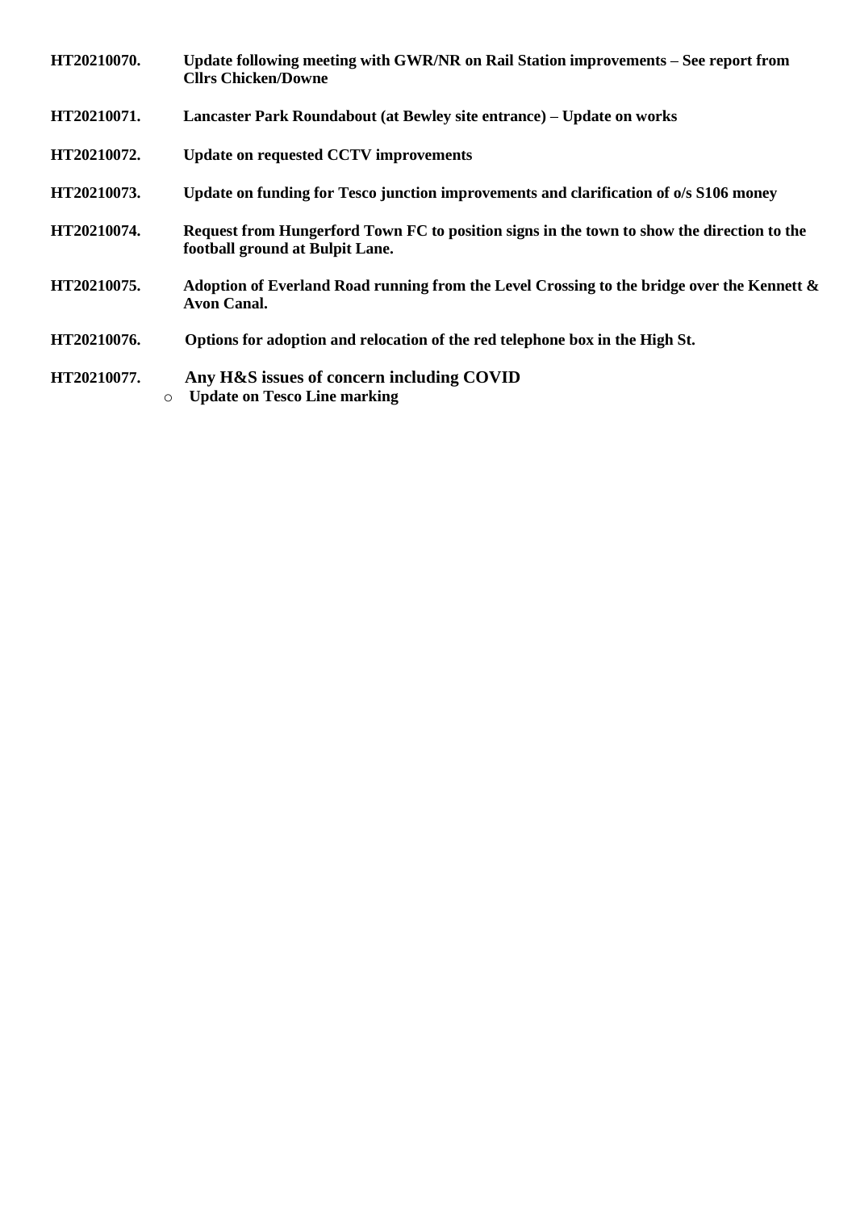**HT20210070.** **Update following meeting with GWR/NR on Rail Station improvements – See report from Cllrs Chicken/Downe**

**HT20210071.** **Lancaster Park Roundabout (at Bewley site entrance) – Update on works**

**HT20210072.** **Update on requested CCTV improvements**

**HT20210073.** **Update on funding for Tesco junction improvements and clarification of o/s S106 money**

**HT20210074.** **Request from Hungerford Town FC to position signs in the town to show the direction to the football ground at Bulpit Lane.**

**HT20210075.** **Adoption of Everland Road running from the Level Crossing to the bridge over the Kennett & Avon Canal.**

**HT20210076.** **Options for adoption and relocation of the red telephone box in the High St.**

**HT20210077.** **Any H&S issues of concern including COVID**

- **Update on Tesco Line marking**